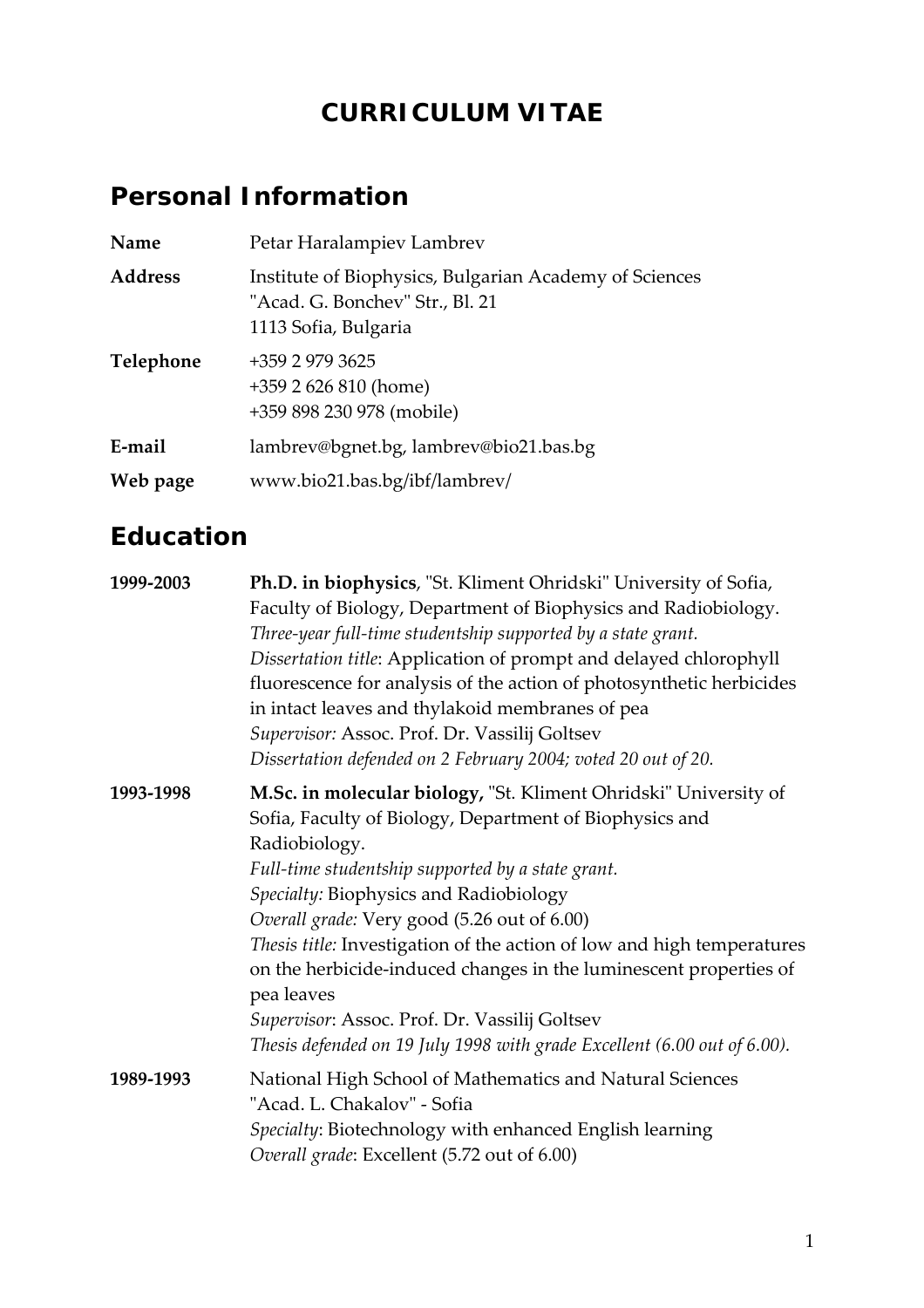# CURRICULUM VITAE

## Personal Information

| | |
|---|---|
| **Name** | Petar Haralampiev Lambrev |
| **Address** | Institute of Biophysics, Bulgarian Academy of Sciences<br>"Acad. G. Bonchev" Str., Bl. 21<br>1113 Sofia, Bulgaria |
| **Telephone** | +359 2 979 3625<br>+359 2 626 810 (home)<br>+359 898 230 978 (mobile) |
| **E-mail** | lambrev@bgnet.bg, lambrev@bio21.bas.bg |
| **Web page** | www.bio21.bas.bg/ibf/lambrev/ |

## Education

**1999-2003**

**Ph.D. in biophysics**, "St. Kliment Ohridski" University of Sofia, Faculty of Biology, Department of Biophysics and Radiobiology.
*Three-year full-time studentship supported by a state grant.*
*Dissertation title*: Application of prompt and delayed chlorophyll fluorescence for analysis of the action of photosynthetic herbicides in intact leaves and thylakoid membranes of pea
*Supervisor:* Assoc. Prof. Dr. Vassilij Goltsev
*Dissertation defended on 2 February 2004; voted 20 out of 20.*

**1993-1998**

**M.Sc. in molecular biology,** "St. Kliment Ohridski" University of Sofia, Faculty of Biology, Department of Biophysics and Radiobiology.
*Full-time studentship supported by a state grant.*
*Specialty:* Biophysics and Radiobiology
*Overall grade:* Very good (5.26 out of 6.00)
*Thesis title:* Investigation of the action of low and high temperatures on the herbicide-induced changes in the luminescent properties of pea leaves
*Supervisor*: Assoc. Prof. Dr. Vassilij Goltsev
*Thesis defended on 19 July 1998 with grade Excellent (6.00 out of 6.00).*

**1989-1993**

National High School of Mathematics and Natural Sciences "Acad. L. Chakalov" - Sofia
*Specialty*: Biotechnology with enhanced English learning
*Overall grade*: Excellent (5.72 out of 6.00)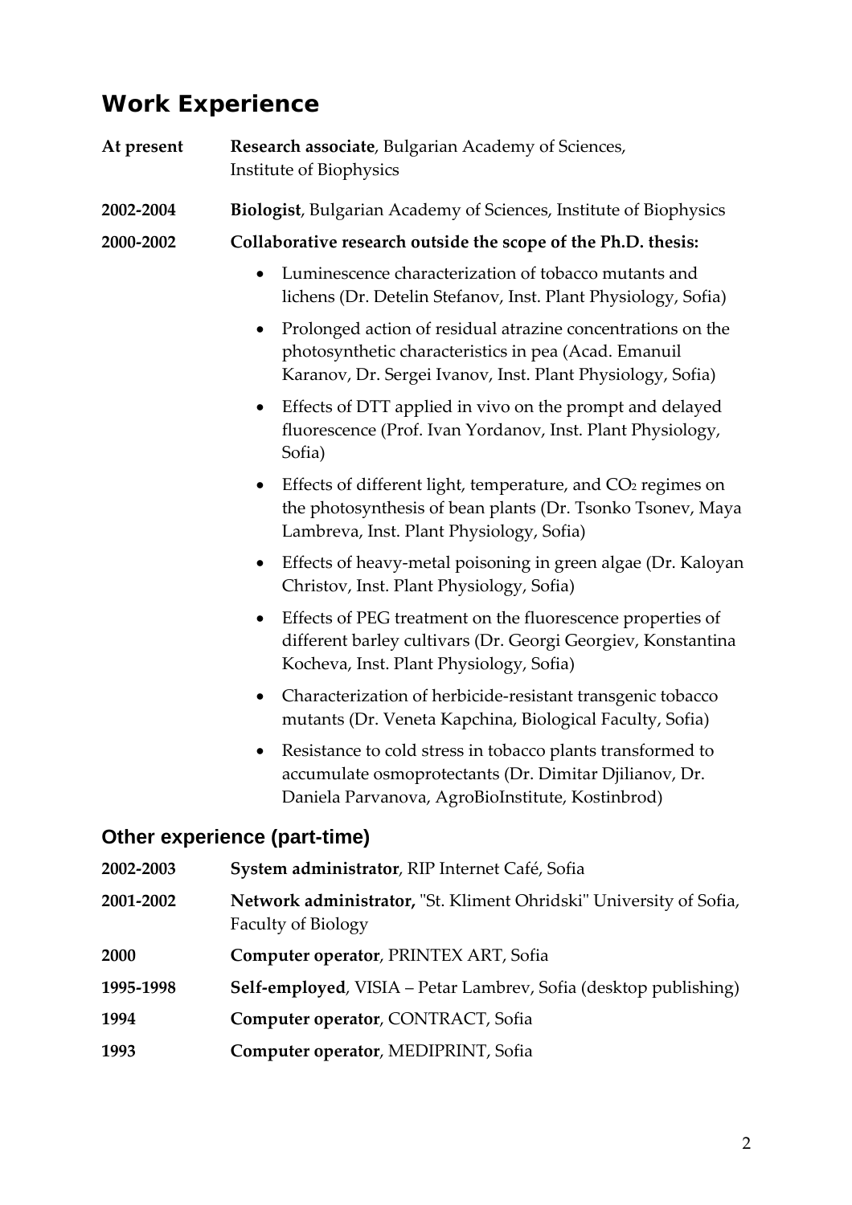# Work Experience

**At present** — **Research associate**, Bulgarian Academy of Sciences, Institute of Biophysics

**2002-2004** — **Biologist**, Bulgarian Academy of Sciences, Institute of Biophysics

**2000-2002** — **Collaborative research outside the scope of the Ph.D. thesis:**

- Luminescence characterization of tobacco mutants and lichens (Dr. Detelin Stefanov, Inst. Plant Physiology, Sofia)
- Prolonged action of residual atrazine concentrations on the photosynthetic characteristics in pea (Acad. Emanuil Karanov, Dr. Sergei Ivanov, Inst. Plant Physiology, Sofia)
- Effects of DTT applied in vivo on the prompt and delayed fluorescence (Prof. Ivan Yordanov, Inst. Plant Physiology, Sofia)
- Effects of different light, temperature, and $CO_2$ regimes on the photosynthesis of bean plants (Dr. Tsonko Tsonev, Maya Lambreva, Inst. Plant Physiology, Sofia)
- Effects of heavy-metal poisoning in green algae (Dr. Kaloyan Christov, Inst. Plant Physiology, Sofia)
- Effects of PEG treatment on the fluorescence properties of different barley cultivars (Dr. Georgi Georgiev, Konstantina Kocheva, Inst. Plant Physiology, Sofia)
- Characterization of herbicide-resistant transgenic tobacco mutants (Dr. Veneta Kapchina, Biological Faculty, Sofia)
- Resistance to cold stress in tobacco plants transformed to accumulate osmoprotectants (Dr. Dimitar Djilianov, Dr. Daniela Parvanova, AgroBioInstitute, Kostinbrod)

## Other experience (part-time)

**2002-2003** — **System administrator**, RIP Internet Café, Sofia

**2001-2002** — **Network administrator,** "St. Kliment Ohridski" University of Sofia, Faculty of Biology

**2000** — **Computer operator**, PRINTEX ART, Sofia

**1995-1998** — **Self-employed**, VISIA – Petar Lambrev, Sofia (desktop publishing)

**1994** — **Computer operator**, CONTRACT, Sofia

**1993** — **Computer operator**, MEDIPRINT, Sofia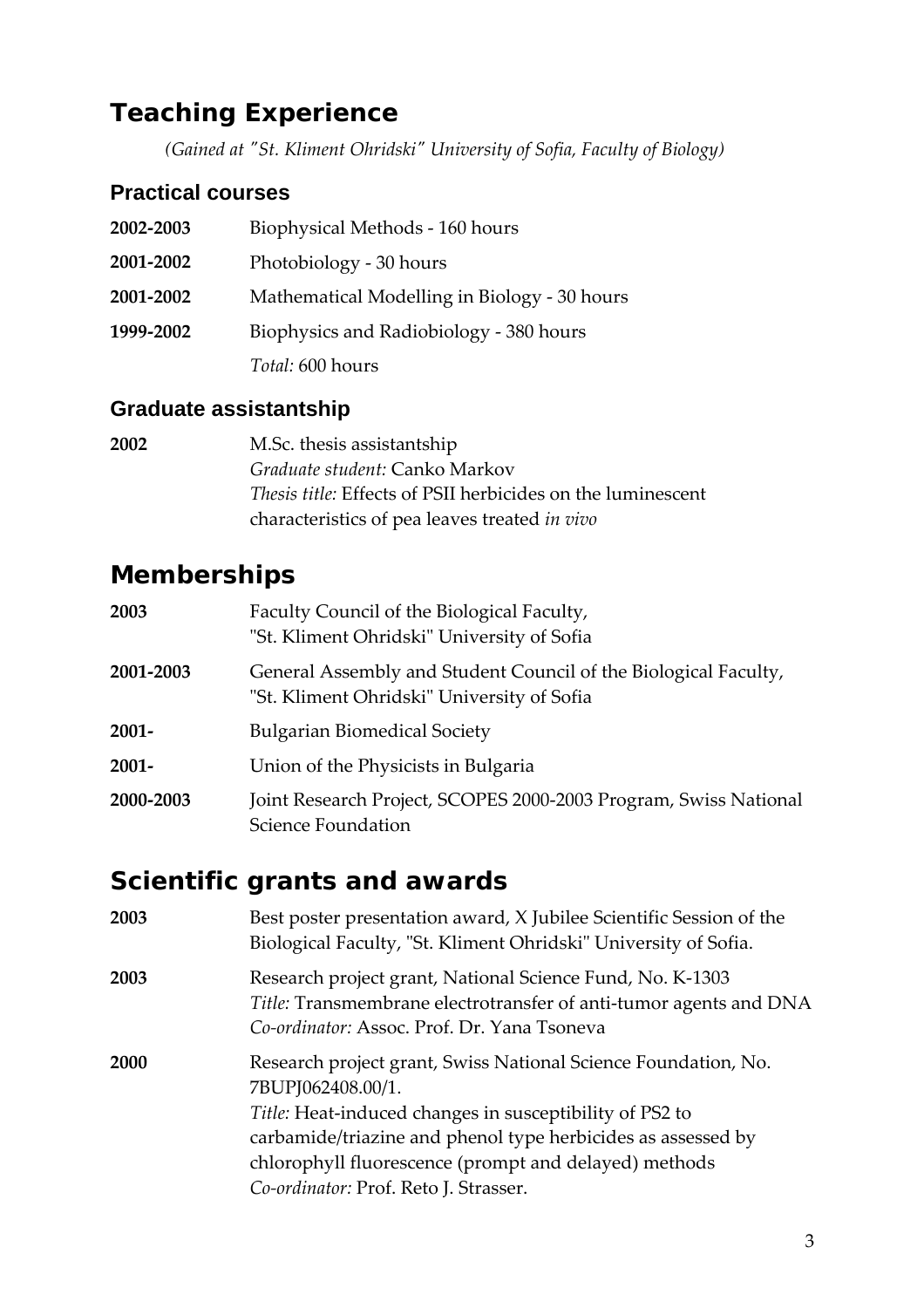## Teaching Experience

*(Gained at "St. Kliment Ohridski" University of Sofia, Faculty of Biology)*

### Practical courses

| | |
|---|---|
| **2002-2003** | Biophysical Methods - 160 hours |
| **2001-2002** | Photobiology - 30 hours |
| **2001-2002** | Mathematical Modelling in Biology - 30 hours |
| **1999-2002** | Biophysics and Radiobiology - 380 hours |
| | *Total:* 600 hours |

### Graduate assistantship

**2002** M.Sc. thesis assistantship
*Graduate student:* Canko Markov
*Thesis title:* Effects of PSII herbicides on the luminescent characteristics of pea leaves treated *in vivo*

## Memberships

| | |
|---|---|
| **2003** | Faculty Council of the Biological Faculty, "St. Kliment Ohridski" University of Sofia |
| **2001-2003** | General Assembly and Student Council of the Biological Faculty, "St. Kliment Ohridski" University of Sofia |
| **2001-** | Bulgarian Biomedical Society |
| **2001-** | Union of the Physicists in Bulgaria |
| **2000-2003** | Joint Research Project, SCOPES 2000-2003 Program, Swiss National Science Foundation |

## Scientific grants and awards

**2003** Best poster presentation award, X Jubilee Scientific Session of the Biological Faculty, "St. Kliment Ohridski" University of Sofia.

**2003** Research project grant, National Science Fund, No. K-1303
*Title:* Transmembrane electrotransfer of anti-tumor agents and DNA
*Co-ordinator:* Assoc. Prof. Dr. Yana Tsoneva

**2000** Research project grant, Swiss National Science Foundation, No. 7BUPJ062408.00/1.
*Title:* Heat-induced changes in susceptibility of PS2 to carbamide/triazine and phenol type herbicides as assessed by chlorophyll fluorescence (prompt and delayed) methods
*Co-ordinator:* Prof. Reto J. Strasser.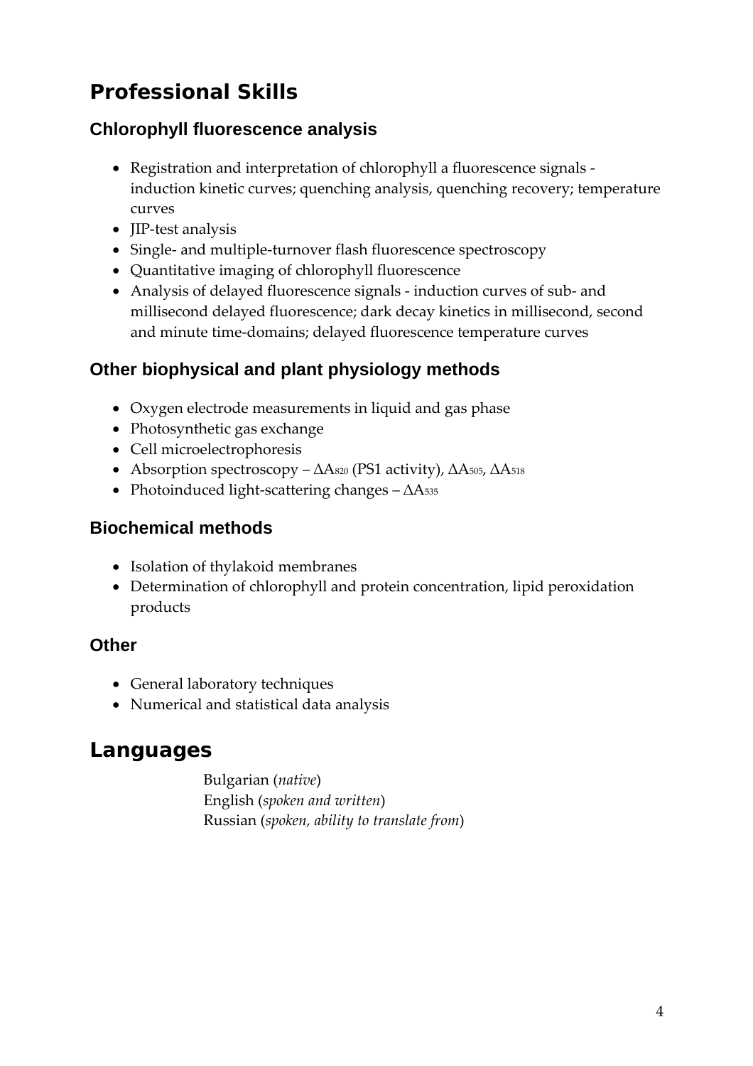# Professional Skills

## Chlorophyll fluorescence analysis

- Registration and interpretation of chlorophyll a fluorescence signals - induction kinetic curves; quenching analysis, quenching recovery; temperature curves
- JIP-test analysis
- Single- and multiple-turnover flash fluorescence spectroscopy
- Quantitative imaging of chlorophyll fluorescence
- Analysis of delayed fluorescence signals - induction curves of sub- and millisecond delayed fluorescence; dark decay kinetics in millisecond, second and minute time-domains; delayed fluorescence temperature curves

## Other biophysical and plant physiology methods

- Oxygen electrode measurements in liquid and gas phase
- Photosynthetic gas exchange
- Cell microelectrophoresis
- Absorption spectroscopy – $\Delta A_{820}$ (PS1 activity), $\Delta A_{505}$, $\Delta A_{518}$
- Photoinduced light-scattering changes – $\Delta A_{535}$

## Biochemical methods

- Isolation of thylakoid membranes
- Determination of chlorophyll and protein concentration, lipid peroxidation products

## Other

- General laboratory techniques
- Numerical and statistical data analysis

# Languages

Bulgarian (*native*)
English (*spoken and written*)
Russian (*spoken, ability to translate from*)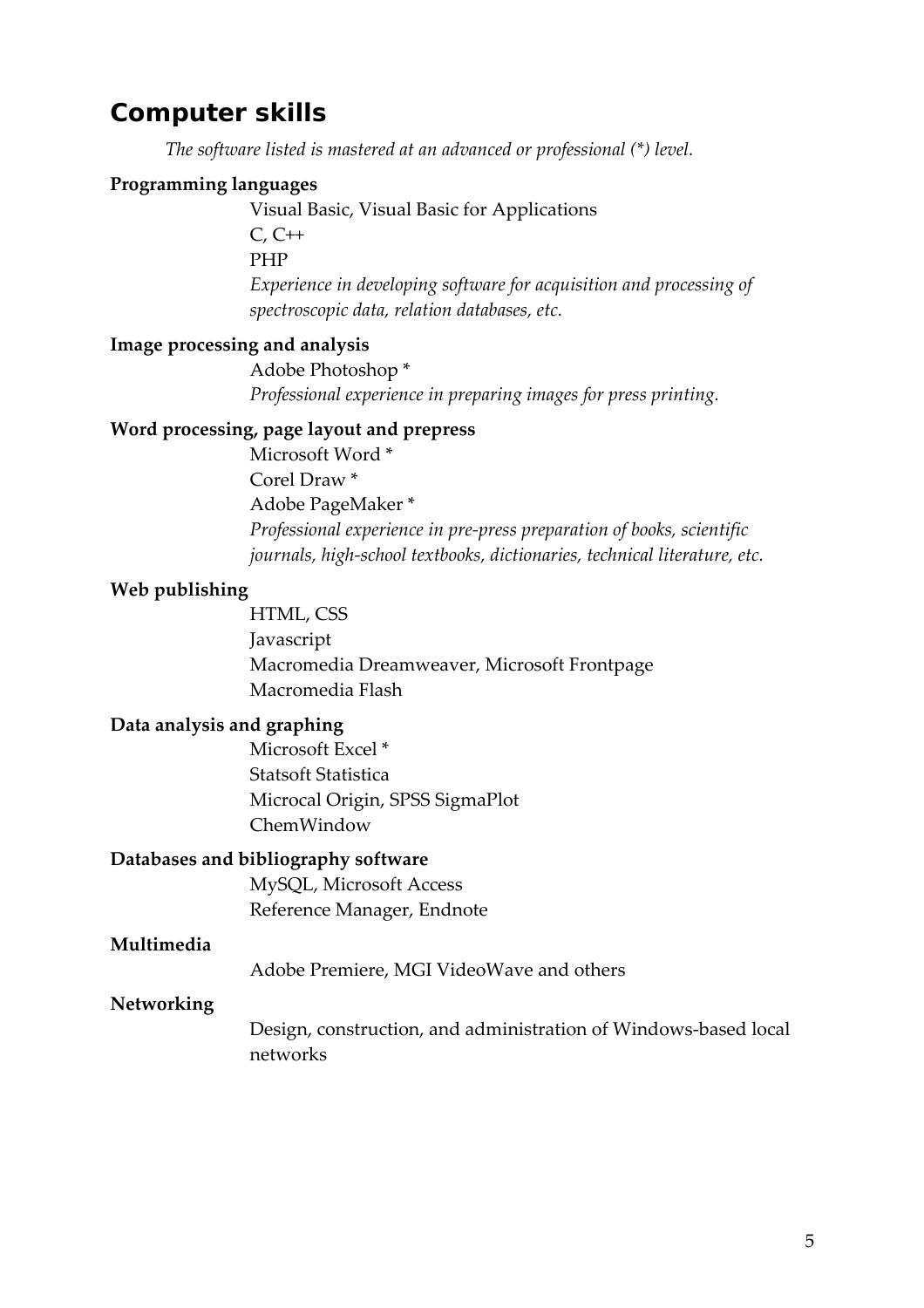## Computer skills

*The software listed is mastered at an advanced or professional (*) level.*

**Programming languages**

Visual Basic, Visual Basic for Applications
C, C++
PHP
*Experience in developing software for acquisition and processing of spectroscopic data, relation databases, etc.*

**Image processing and analysis**

Adobe Photoshop *
*Professional experience in preparing images for press printing.*

**Word processing, page layout and prepress**

Microsoft Word *
Corel Draw *
Adobe PageMaker *
*Professional experience in pre-press preparation of books, scientific journals, high-school textbooks, dictionaries, technical literature, etc.*

**Web publishing**

HTML, CSS
Javascript
Macromedia Dreamweaver, Microsoft Frontpage
Macromedia Flash

**Data analysis and graphing**

Microsoft Excel *
Statsoft Statistica
Microcal Origin, SPSS SigmaPlot
ChemWindow

**Databases and bibliography software**

MySQL, Microsoft Access
Reference Manager, Endnote

**Multimedia**

Adobe Premiere, MGI VideoWave and others

**Networking**

Design, construction, and administration of Windows-based local networks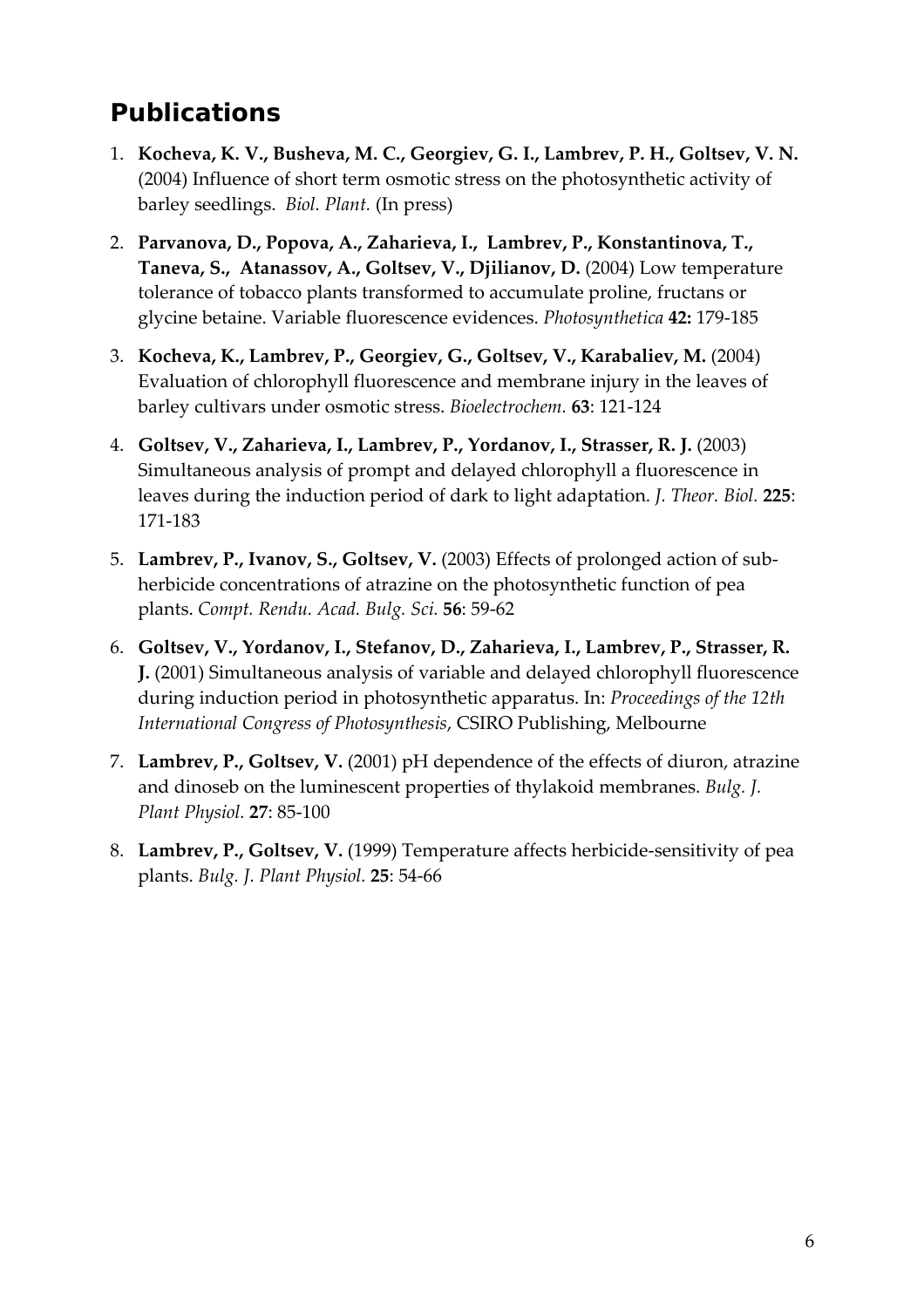## Publications

1. **Kocheva, K. V., Busheva, M. C., Georgiev, G. I., Lambrev, P. H., Goltsev, V. N.** (2004) Influence of short term osmotic stress on the photosynthetic activity of barley seedlings. *Biol. Plant.* (In press)

2. **Parvanova, D., Popova, A., Zaharieva, I., Lambrev, P., Konstantinova, T., Taneva, S., Atanassov, A., Goltsev, V., Djilianov, D.** (2004) Low temperature tolerance of tobacco plants transformed to accumulate proline, fructans or glycine betaine. Variable fluorescence evidences. *Photosynthetica* **42:** 179-185

3. **Kocheva, K., Lambrev, P., Georgiev, G., Goltsev, V., Karabaliev, M.** (2004) Evaluation of chlorophyll fluorescence and membrane injury in the leaves of barley cultivars under osmotic stress. *Bioelectrochem.* **63**: 121-124

4. **Goltsev, V., Zaharieva, I., Lambrev, P., Yordanov, I., Strasser, R. J.** (2003) Simultaneous analysis of prompt and delayed chlorophyll a fluorescence in leaves during the induction period of dark to light adaptation. *J. Theor. Biol.* **225**: 171-183

5. **Lambrev, P., Ivanov, S., Goltsev, V.** (2003) Effects of prolonged action of sub-herbicide concentrations of atrazine on the photosynthetic function of pea plants. *Compt. Rendu. Acad. Bulg. Sci.* **56**: 59-62

6. **Goltsev, V., Yordanov, I., Stefanov, D., Zaharieva, I., Lambrev, P., Strasser, R. J.** (2001) Simultaneous analysis of variable and delayed chlorophyll fluorescence during induction period in photosynthetic apparatus. In: *Proceedings of the 12th International Congress of Photosynthesis*, CSIRO Publishing, Melbourne

7. **Lambrev, P., Goltsev, V.** (2001) pH dependence of the effects of diuron, atrazine and dinoseb on the luminescent properties of thylakoid membranes. *Bulg. J. Plant Physiol.* **27**: 85-100

8. **Lambrev, P., Goltsev, V.** (1999) Temperature affects herbicide-sensitivity of pea plants. *Bulg. J. Plant Physiol.* **25**: 54-66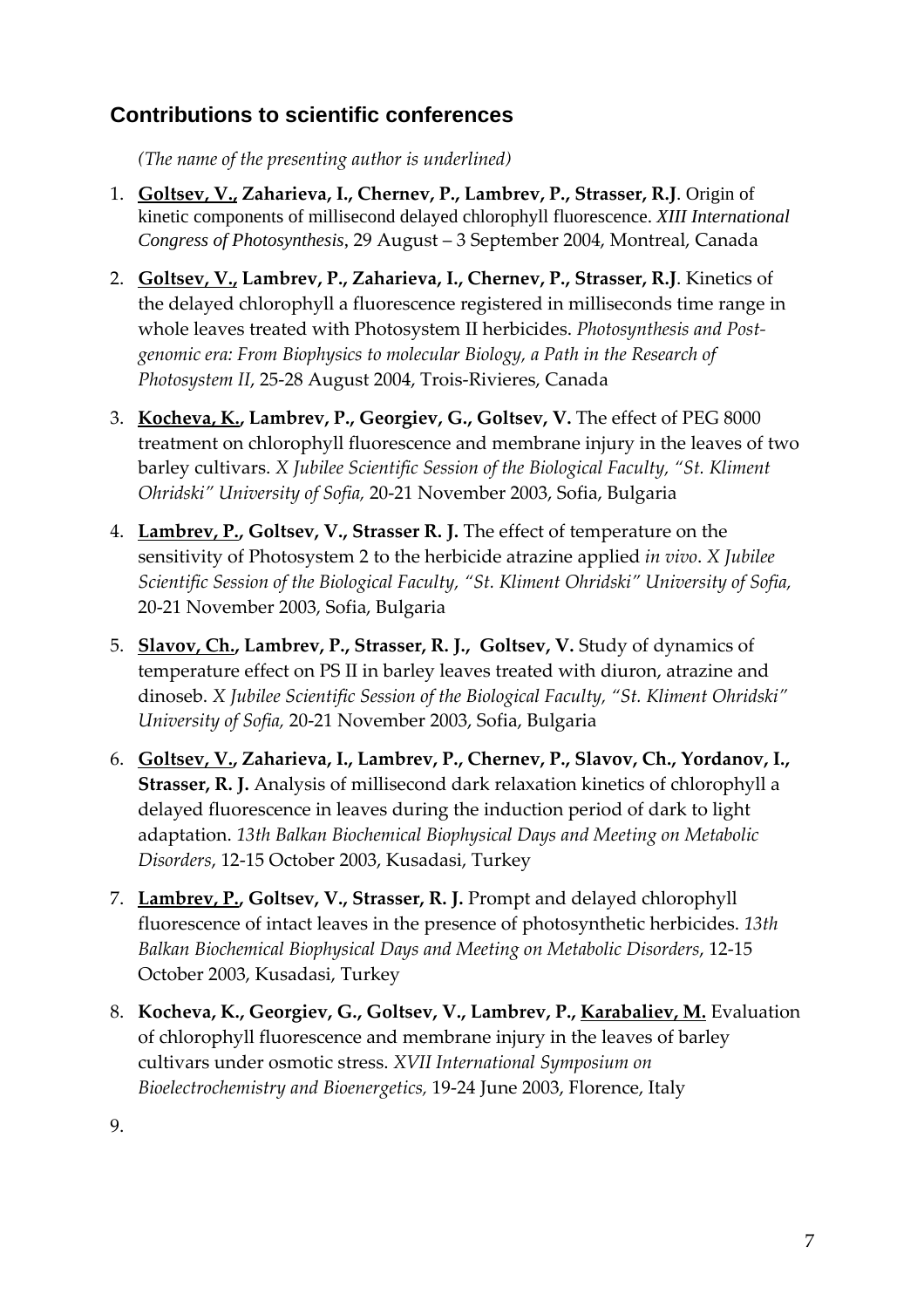## Contributions to scientific conferences

*(The name of the presenting author is underlined)*

1. **<u>Goltsev, V.,</u> Zaharieva, I., Chernev, P., Lambrev, P., Strasser, R.J**. Origin of kinetic components of millisecond delayed chlorophyll fluorescence. *XIII International Congress of Photosynthesis*, 29 August – 3 September 2004, Montreal, Canada

2. **<u>Goltsev, V.,</u> Lambrev, P., Zaharieva, I., Chernev, P., Strasser, R.J**. Kinetics of the delayed chlorophyll a fluorescence registered in milliseconds time range in whole leaves treated with Photosystem II herbicides. *Photosynthesis and Post-genomic era: From Biophysics to molecular Biology, a Path in the Research of Photosystem II*, 25-28 August 2004, Trois-Rivieres, Canada

3. **<u>Kocheva, K.,</u> Lambrev, P., Georgiev, G., Goltsev, V.** The effect of PEG 8000 treatment on chlorophyll fluorescence and membrane injury in the leaves of two barley cultivars. *X Jubilee Scientific Session of the Biological Faculty, "St. Kliment Ohridski" University of Sofia,* 20-21 November 2003, Sofia, Bulgaria

4. **<u>Lambrev, P.,</u> Goltsev, V., Strasser R. J.** The effect of temperature on the sensitivity of Photosystem 2 to the herbicide atrazine applied *in vivo*. *X Jubilee Scientific Session of the Biological Faculty, "St. Kliment Ohridski" University of Sofia,* 20-21 November 2003, Sofia, Bulgaria

5. **<u>Slavov, Ch.,</u> Lambrev, P., Strasser, R. J., Goltsev, V.** Study of dynamics of temperature effect on PS II in barley leaves treated with diuron, atrazine and dinoseb. *X Jubilee Scientific Session of the Biological Faculty, "St. Kliment Ohridski" University of Sofia,* 20-21 November 2003, Sofia, Bulgaria

6. **<u>Goltsev, V.,</u> Zaharieva, I., Lambrev, P., Chernev, P., Slavov, Ch., Yordanov, I., Strasser, R. J.** Analysis of millisecond dark relaxation kinetics of chlorophyll a delayed fluorescence in leaves during the induction period of dark to light adaptation. *13th Balkan Biochemical Biophysical Days and Meeting on Metabolic Disorders*, 12-15 October 2003, Kusadasi, Turkey

7. **<u>Lambrev, P.,</u> Goltsev, V., Strasser, R. J.** Prompt and delayed chlorophyll fluorescence of intact leaves in the presence of photosynthetic herbicides. *13th Balkan Biochemical Biophysical Days and Meeting on Metabolic Disorders*, 12-15 October 2003, Kusadasi, Turkey

8. **Kocheva, K., Georgiev, G., Goltsev, V., Lambrev, P., <u>Karabaliev, M.</u>** Evaluation of chlorophyll fluorescence and membrane injury in the leaves of barley cultivars under osmotic stress. *XVII International Symposium on Bioelectrochemistry and Bioenergetics,* 19-24 June 2003, Florence, Italy

9.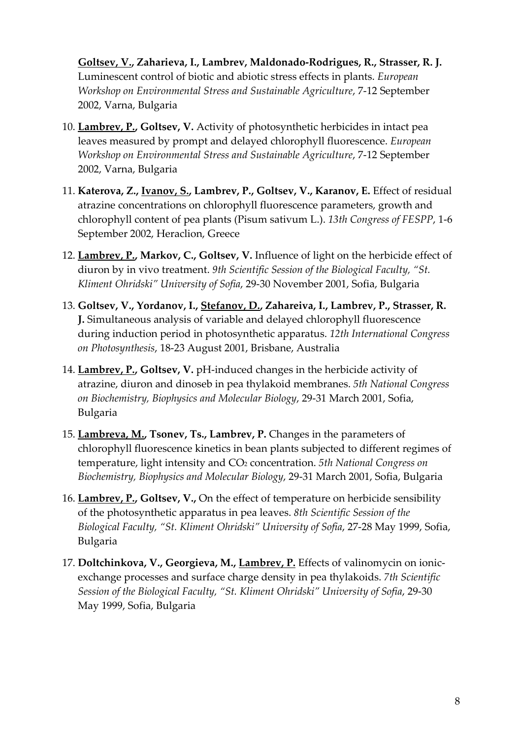**<u>Goltsev, V.</u>, Zaharieva, I., Lambrev, Maldonado-Rodrigues, R., Strasser, R. J.** Luminescent control of biotic and abiotic stress effects in plants. *European Workshop on Environmental Stress and Sustainable Agriculture*, 7-12 September 2002, Varna, Bulgaria

10. **<u>Lambrev, P.</u>, Goltsev, V.** Activity of photosynthetic herbicides in intact pea leaves measured by prompt and delayed chlorophyll fluorescence. *European Workshop on Environmental Stress and Sustainable Agriculture*, 7-12 September 2002, Varna, Bulgaria

11. **Katerova, Z., <u>Ivanov, S.</u>, Lambrev, P., Goltsev, V., Karanov, E.** Effect of residual atrazine concentrations on chlorophyll fluorescence parameters, growth and chlorophyll content of pea plants (Pisum sativum L.). *13th Congress of FESPP*, 1-6 September 2002, Heraclion, Greece

12. **<u>Lambrev, P.</u>, Markov, C., Goltsev, V.** Influence of light on the herbicide effect of diuron by in vivo treatment. *9th Scientific Session of the Biological Faculty, "St. Kliment Ohridski" University of Sofia*, 29-30 November 2001, Sofia, Bulgaria

13. **Goltsev, V., Yordanov, I., <u>Stefanov, D.</u>, Zahareiva, I., Lambrev, P., Strasser, R. J.** Simultaneous analysis of variable and delayed chlorophyll fluorescence during induction period in photosynthetic apparatus. *12th International Congress on Photosynthesis*, 18-23 August 2001, Brisbane, Australia

14. **<u>Lambrev, P.</u>, Goltsev, V.** pH-induced changes in the herbicide activity of atrazine, diuron and dinoseb in pea thylakoid membranes. *5th National Congress on Biochemistry, Biophysics and Molecular Biology*, 29-31 March 2001, Sofia, Bulgaria

15. **<u>Lambreva, M.</u>, Tsonev, Ts., Lambrev, P.** Changes in the parameters of chlorophyll fluorescence kinetics in bean plants subjected to different regimes of temperature, light intensity and $CO_2$ concentration. *5th National Congress on Biochemistry, Biophysics and Molecular Biology*, 29-31 March 2001, Sofia, Bulgaria

16. **<u>Lambrev, P.</u>, Goltsev, V.,** On the effect of temperature on herbicide sensibility of the photosynthetic apparatus in pea leaves. *8th Scientific Session of the Biological Faculty, "St. Kliment Ohridski" University of Sofia*, 27-28 May 1999, Sofia, Bulgaria

17. **Doltchinkova, V., Georgieva, M., <u>Lambrev, P.</u>** Effects of valinomycin on ionic-exchange processes and surface charge density in pea thylakoids. *7th Scientific Session of the Biological Faculty, "St. Kliment Ohridski" University of Sofia*, 29-30 May 1999, Sofia, Bulgaria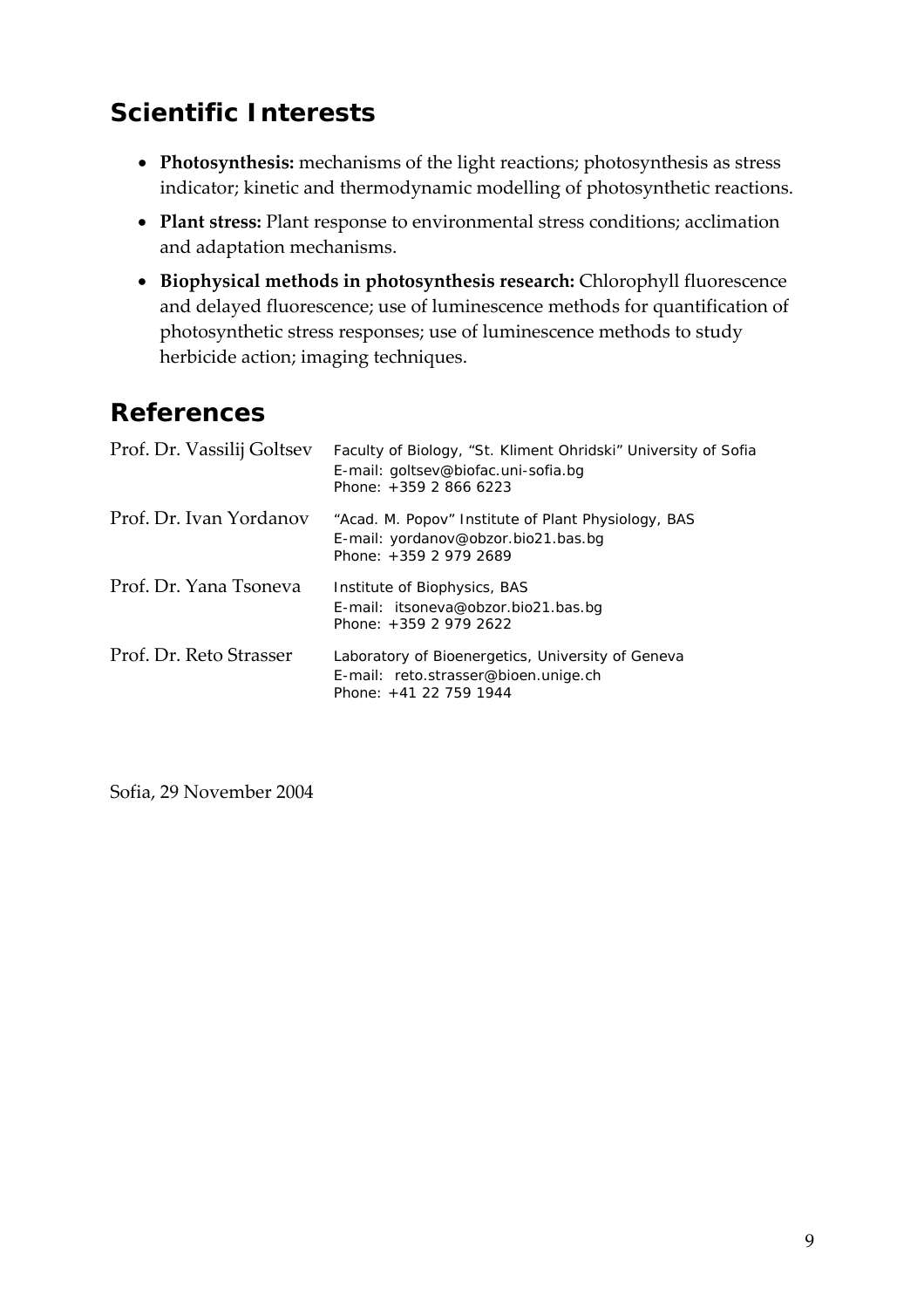## Scientific Interests

- **Photosynthesis:** mechanisms of the light reactions; photosynthesis as stress indicator; kinetic and thermodynamic modelling of photosynthetic reactions.
- **Plant stress:** Plant response to environmental stress conditions; acclimation and adaptation mechanisms.
- **Biophysical methods in photosynthesis research:** Chlorophyll fluorescence and delayed fluorescence; use of luminescence methods for quantification of photosynthetic stress responses; use of luminescence methods to study herbicide action; imaging techniques.

## References

| | |
|---|---|
| Prof. Dr. Vassilij Goltsev | Faculty of Biology, "St. Kliment Ohridski" University of Sofia<br>E-mail: goltsev@biofac.uni-sofia.bg<br>Phone: +359 2 866 6223 |
| Prof. Dr. Ivan Yordanov | "Acad. M. Popov" Institute of Plant Physiology, BAS<br>E-mail: yordanov@obzor.bio21.bas.bg<br>Phone: +359 2 979 2689 |
| Prof. Dr. Yana Tsoneva | Institute of Biophysics, BAS<br>E-mail: itsoneva@obzor.bio21.bas.bg<br>Phone: +359 2 979 2622 |
| Prof. Dr. Reto Strasser | Laboratory of Bioenergetics, University of Geneva<br>E-mail: reto.strasser@bioen.unige.ch<br>Phone: +41 22 759 1944 |

Sofia, 29 November 2004